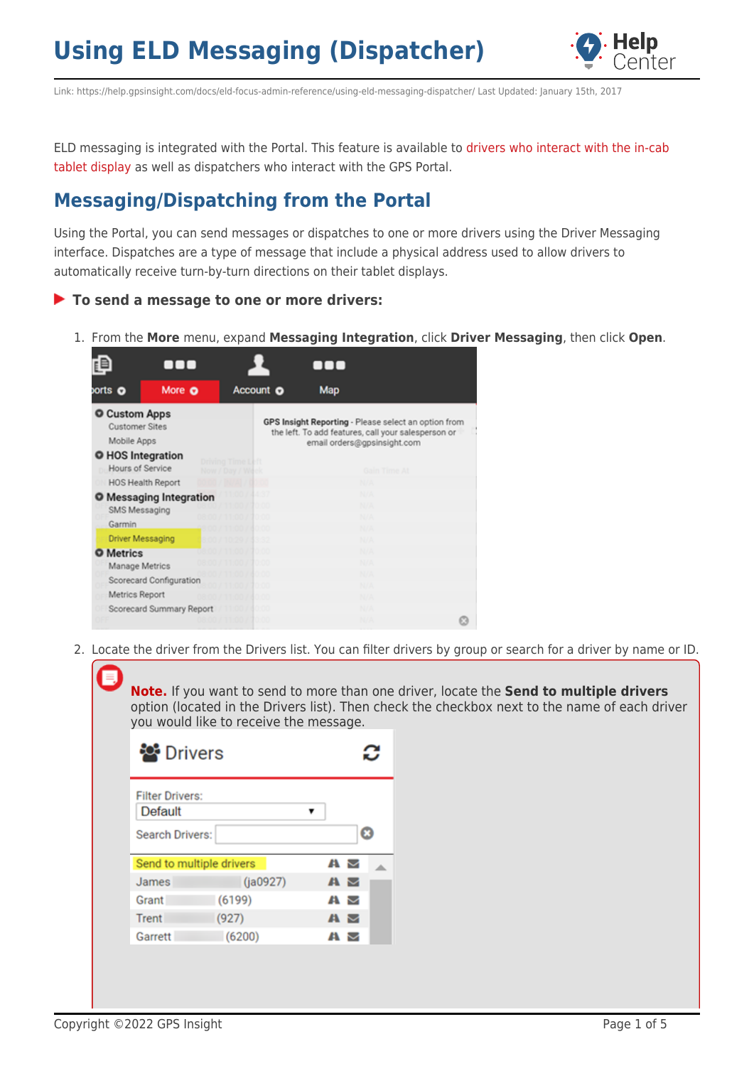# Using ELD Messaging (Dispatcher)

Link: https://help.gpsinsight.com/docs/eld-focus-admin-reference/using-eld-messaging-dispatcher/ Last Updated: January 15th, 2017

ELD messaging is integrated with the Portal. This feature is available to drivers who interact with the in-cab tablet display as well as dispatchers who interact with the GPS Portal.

## Messaging/Dispatching from the Portal

Using the Portal, you can send messages or dispatches to one or more drivers using the Driver Messaging interface. Dispatches are a type of message that include a physical address used to allow drivers to automatically receive turn-by-turn directions on their tablet displays.

### To send a message to one or more drivers:

1. From the **More** menu, expand **Messaging Integration**, click **Driver Messaging**, then click **Open**.
2. Locate the driver from the Drivers list. You can filter drivers by group or search for a driver by name or ID.

> **Note.** If you want to send to more than one driver, locate the **Send to multiple drivers** option (located in the Drivers list). Then check the checkbox next to the name of each driver you would like to receive the message.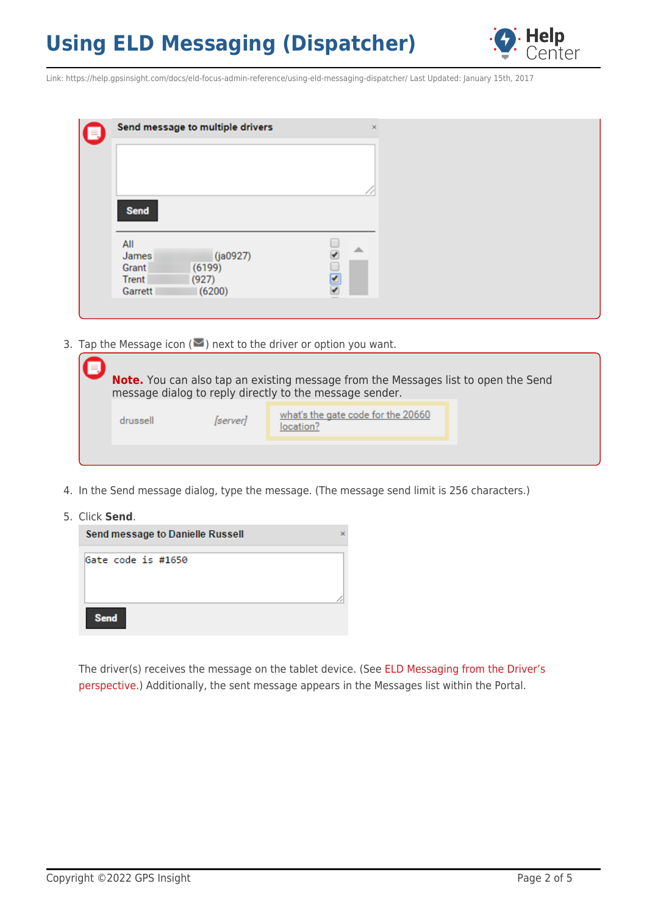3. Tap the Message icon (✉) next to the driver or option you want.

**Note.** You can also tap an existing message from the Messages list to open the Send message dialog to reply directly to the message sender.

4. In the Send message dialog, type the message. (The message send limit is 256 characters.)
5. Click **Send**.

The driver(s) receives the message on the tablet device. (See ELD Messaging from the Driver's perspective.) Additionally, the sent message appears in the Messages list within the Portal.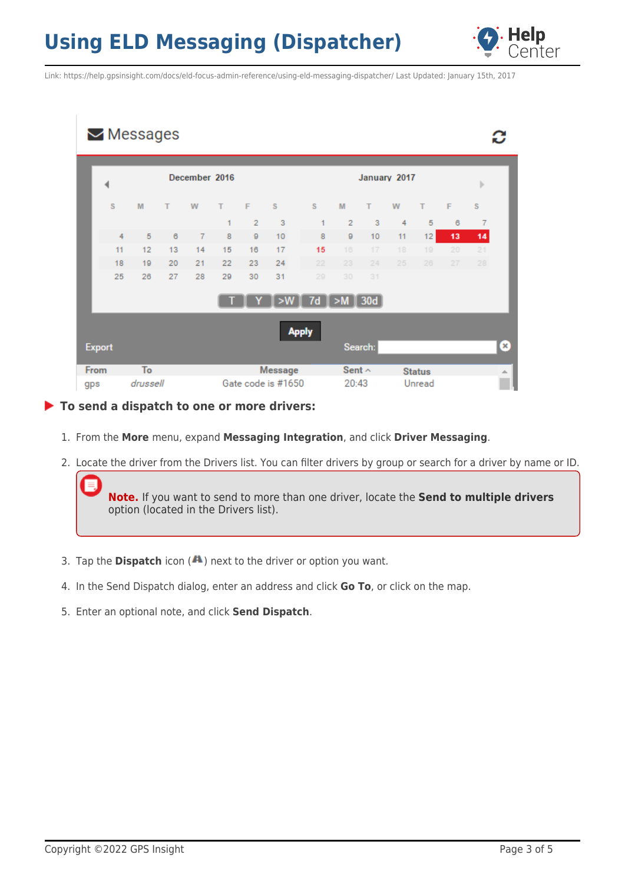▶ **To send a dispatch to one or more drivers:**

1. From the **More** menu, expand **Messaging Integration**, and click **Driver Messaging**.
2. Locate the driver from the Drivers list. You can filter drivers by group or search for a driver by name or ID.

   **Note.** If you want to send to more than one driver, locate the **Send to multiple drivers** option (located in the Drivers list).

3. Tap the **Dispatch** icon ( ) next to the driver or option you want.
4. In the Send Dispatch dialog, enter an address and click **Go To**, or click on the map.
5. Enter an optional note, and click **Send Dispatch**.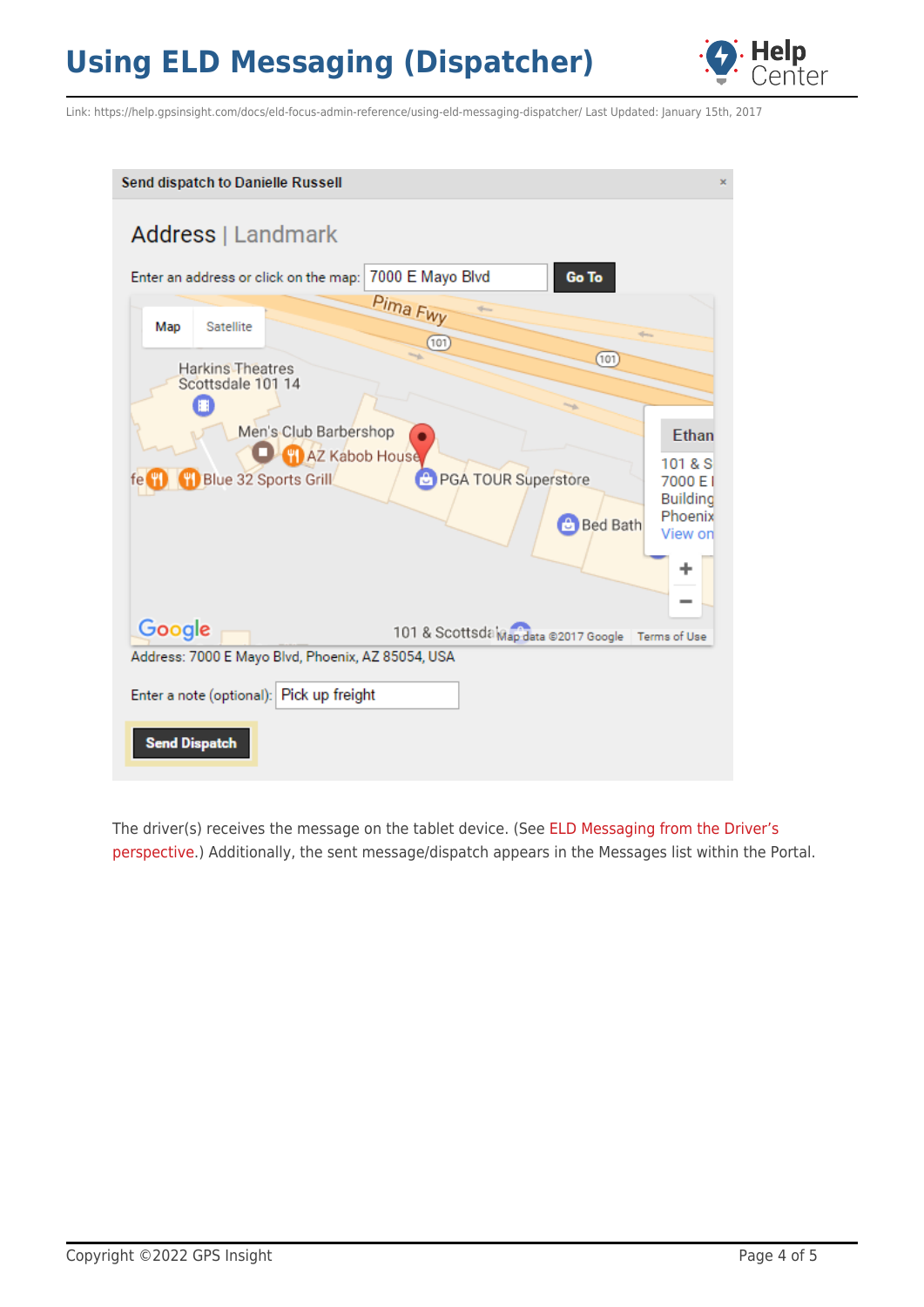The driver(s) receives the message on the tablet device. (See ELD Messaging from the Driver's perspective.) Additionally, the sent message/dispatch appears in the Messages list within the Portal.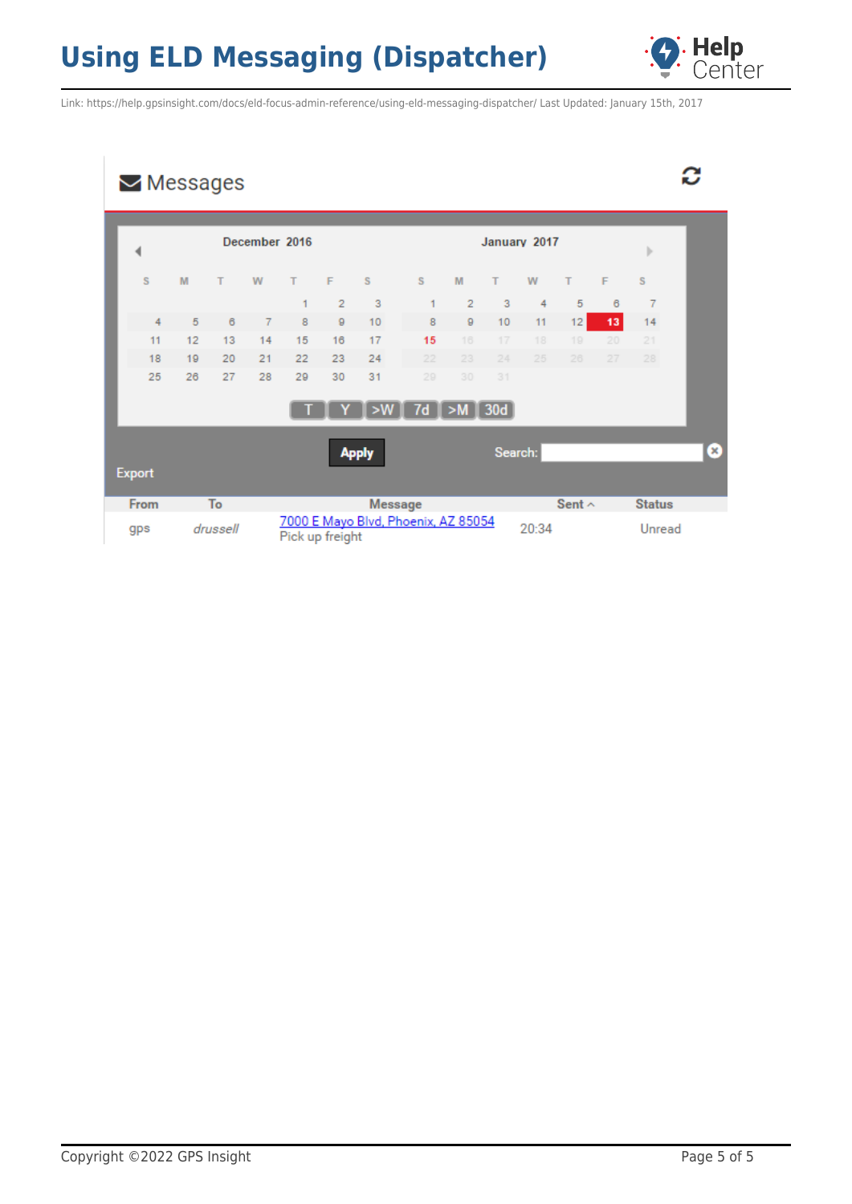Messages

December 2016 | January 2017

| S | M | T | W | T | F | S | S | M | T | W | T | F | S |
|---|---|---|---|---|---|---|---|---|---|---|---|---|---|
| | | | | 1 | 2 | 3 | 1 | 2 | 3 | 4 | 5 | 6 | 7 |
| 4 | 5 | 6 | 7 | 8 | 9 | 10 | 8 | 9 | 10 | 11 | 12 | 13 | 14 |
| 11 | 12 | 13 | 14 | 15 | 16 | 17 | 15 | 16 | 17 | 18 | 19 | 20 | 21 |
| 18 | 19 | 20 | 21 | 22 | 23 | 24 | 22 | 23 | 24 | 25 | 26 | 27 | 28 |
| 25 | 26 | 27 | 28 | 29 | 30 | 31 | 29 | 30 | 31 | | | | |

T Y >W 7d >M 30d

Apply

Search:

Export

| From | To | Message | Sent | Status |
|---|---|---|---|---|
| gps | drussell | 7000 E Mayo Blvd, Phoenix, AZ 85054 Pick up freight | 20:34 | Unread |